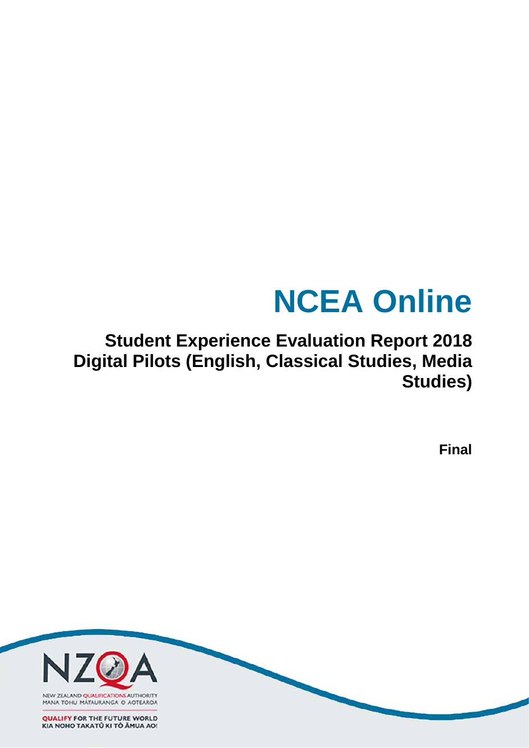# NCEA Online

## Student Experience Evaluation Report 2018 Digital Pilots (English, Classical Studies, Media Studies)

**Final**

NEW ZEALAND QUALIFICATIONS AUTHORITY
MANA TOHU MĀTAURANGA O AOTEAROA

QUALIFY FOR THE FUTURE WORLD
KIA NOHO TAKATŪ KI TŌ ĀMUA AO!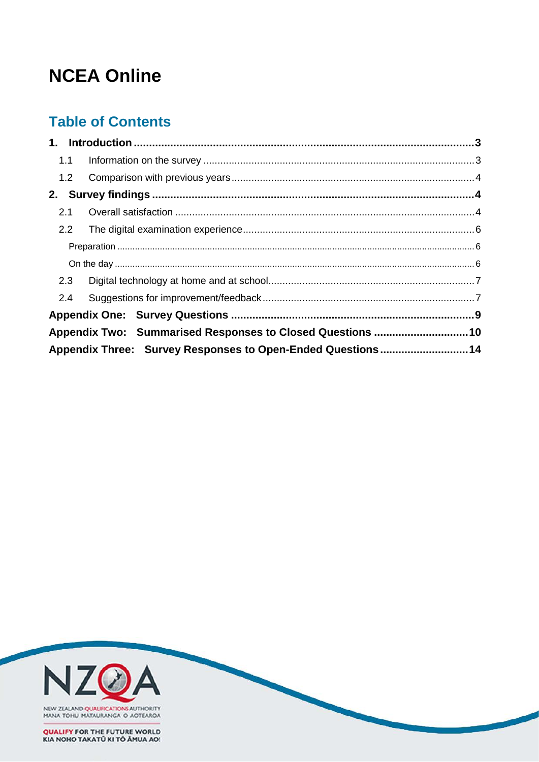# NCEA Online

## Table of Contents

**1. Introduction** .......... **3**

- 1.1 Information on the survey .......... 3
- 1.2 Comparison with previous years .......... 4

**2. Survey findings** .......... **4**

- 2.1 Overall satisfaction .......... 4
- 2.2 The digital examination experience .......... 6
  - Preparation .......... 6
  - On the day .......... 6
- 2.3 Digital technology at home and at school .......... 7
- 2.4 Suggestions for improvement/feedback .......... 7

**Appendix One: Survey Questions** .......... **9**

**Appendix Two: Summarised Responses to Closed Questions** .......... **10**

**Appendix Three: Survey Responses to Open-Ended Questions** .......... **14**

NEW ZEALAND QUALIFICATIONS AUTHORITY
MANA TOHU MĀTAURANGA O AOTEAROA

QUALIFY FOR THE FUTURE WORLD
KIA NOHO TAKATŪ KI TŌ ĀMUA AO!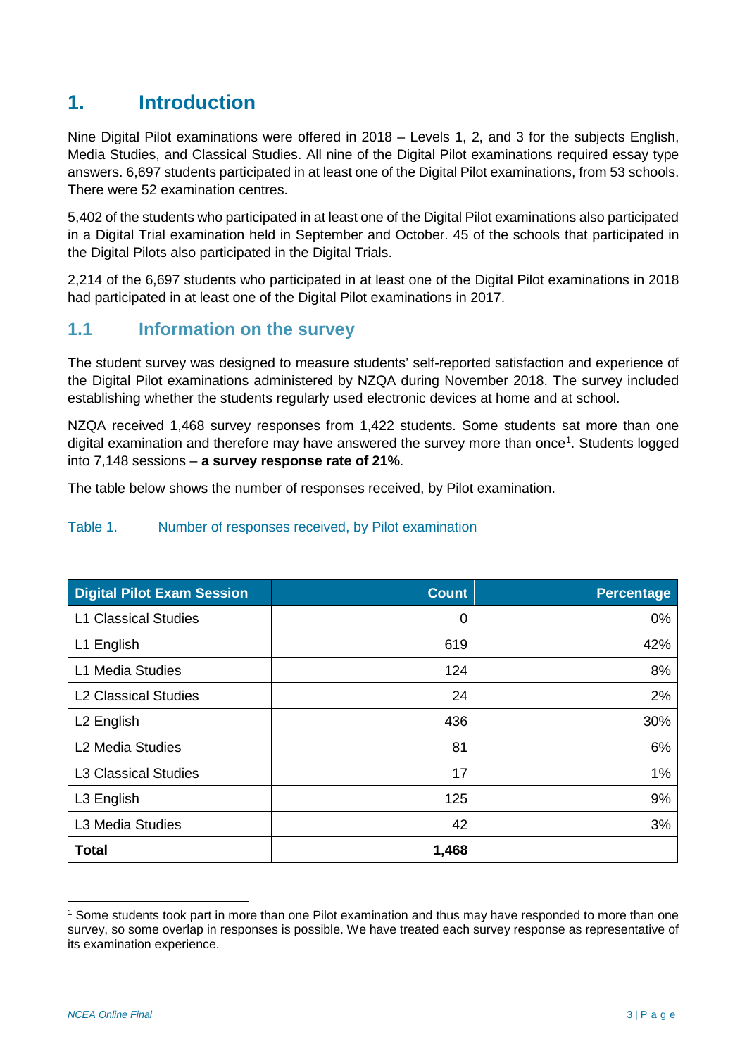# 1. Introduction

Nine Digital Pilot examinations were offered in 2018 – Levels 1, 2, and 3 for the subjects English, Media Studies, and Classical Studies. All nine of the Digital Pilot examinations required essay type answers. 6,697 students participated in at least one of the Digital Pilot examinations, from 53 schools. There were 52 examination centres.

5,402 of the students who participated in at least one of the Digital Pilot examinations also participated in a Digital Trial examination held in September and October. 45 of the schools that participated in the Digital Pilots also participated in the Digital Trials.

2,214 of the 6,697 students who participated in at least one of the Digital Pilot examinations in 2018 had participated in at least one of the Digital Pilot examinations in 2017.

## 1.1 Information on the survey

The student survey was designed to measure students' self-reported satisfaction and experience of the Digital Pilot examinations administered by NZQA during November 2018. The survey included establishing whether the students regularly used electronic devices at home and at school.

NZQA received 1,468 survey responses from 1,422 students. Some students sat more than one digital examination and therefore may have answered the survey more than once[1]. Students logged into 7,148 sessions – **a survey response rate of 21%**.

The table below shows the number of responses received, by Pilot examination.

Table 1. Number of responses received, by Pilot examination

| Digital Pilot Exam Session | Count | Percentage |
|---|---:|---:|
| L1 Classical Studies | 0 | 0% |
| L1 English | 619 | 42% |
| L1 Media Studies | 124 | 8% |
| L2 Classical Studies | 24 | 2% |
| L2 English | 436 | 30% |
| L2 Media Studies | 81 | 6% |
| L3 Classical Studies | 17 | 1% |
| L3 English | 125 | 9% |
| L3 Media Studies | 42 | 3% |
| **Total** | **1,468** | |

[1] Some students took part in more than one Pilot examination and thus may have responded to more than one survey, so some overlap in responses is possible. We have treated each survey response as representative of its examination experience.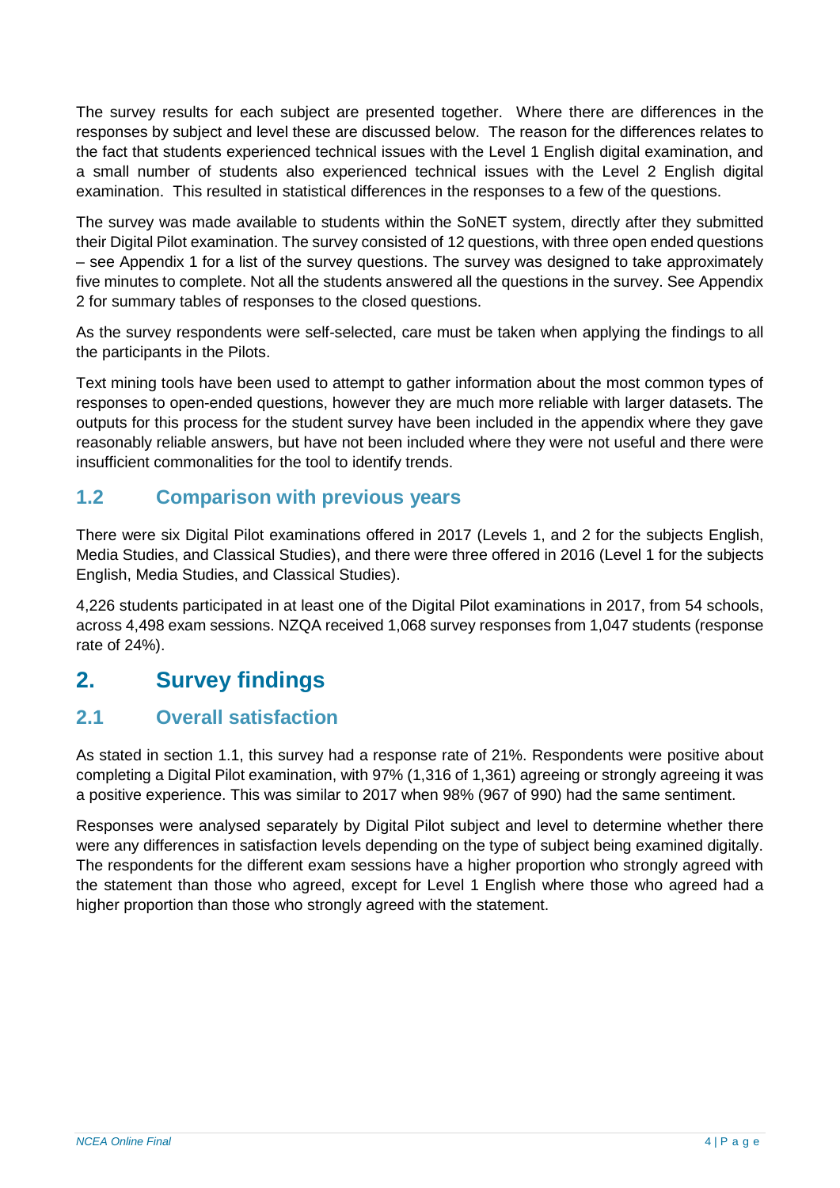The survey results for each subject are presented together. Where there are differences in the responses by subject and level these are discussed below. The reason for the differences relates to the fact that students experienced technical issues with the Level 1 English digital examination, and a small number of students also experienced technical issues with the Level 2 English digital examination. This resulted in statistical differences in the responses to a few of the questions.

The survey was made available to students within the SoNET system, directly after they submitted their Digital Pilot examination. The survey consisted of 12 questions, with three open ended questions – see Appendix 1 for a list of the survey questions. The survey was designed to take approximately five minutes to complete. Not all the students answered all the questions in the survey. See Appendix 2 for summary tables of responses to the closed questions.

As the survey respondents were self-selected, care must be taken when applying the findings to all the participants in the Pilots.

Text mining tools have been used to attempt to gather information about the most common types of responses to open-ended questions, however they are much more reliable with larger datasets. The outputs for this process for the student survey have been included in the appendix where they gave reasonably reliable answers, but have not been included where they were not useful and there were insufficient commonalities for the tool to identify trends.

### 1.2 Comparison with previous years

There were six Digital Pilot examinations offered in 2017 (Levels 1, and 2 for the subjects English, Media Studies, and Classical Studies), and there were three offered in 2016 (Level 1 for the subjects English, Media Studies, and Classical Studies).

4,226 students participated in at least one of the Digital Pilot examinations in 2017, from 54 schools, across 4,498 exam sessions. NZQA received 1,068 survey responses from 1,047 students (response rate of 24%).

## 2. Survey findings

### 2.1 Overall satisfaction

As stated in section 1.1, this survey had a response rate of 21%. Respondents were positive about completing a Digital Pilot examination, with 97% (1,316 of 1,361) agreeing or strongly agreeing it was a positive experience. This was similar to 2017 when 98% (967 of 990) had the same sentiment.

Responses were analysed separately by Digital Pilot subject and level to determine whether there were any differences in satisfaction levels depending on the type of subject being examined digitally. The respondents for the different exam sessions have a higher proportion who strongly agreed with the statement than those who agreed, except for Level 1 English where those who agreed had a higher proportion than those who strongly agreed with the statement.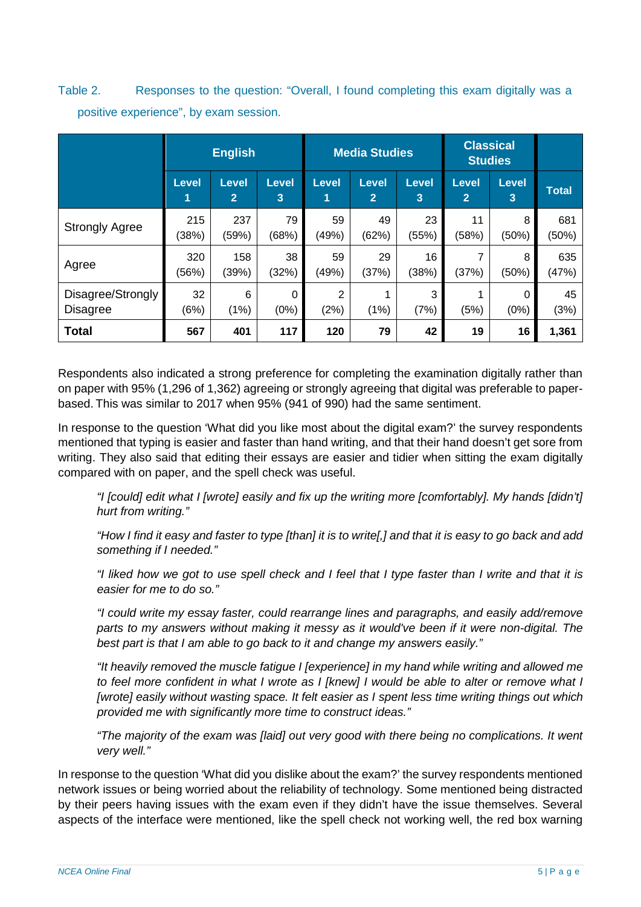Table 2. Responses to the question: “Overall, I found completing this exam digitally was a positive experience”, by exam session.

| | English | | | Media Studies | | | Classical Studies | | |
|---|---|---|---|---|---|---|---|---|---|
| | Level 1 | Level 2 | Level 3 | Level 1 | Level 2 | Level 3 | Level 2 | Level 3 | Total |
| Strongly Agree | 215 (38%) | 237 (59%) | 79 (68%) | 59 (49%) | 49 (62%) | 23 (55%) | 11 (58%) | 8 (50%) | 681 (50%) |
| Agree | 320 (56%) | 158 (39%) | 38 (32%) | 59 (49%) | 29 (37%) | 16 (38%) | 7 (37%) | 8 (50%) | 635 (47%) |
| Disagree/Strongly Disagree | 32 (6%) | 6 (1%) | 0 (0%) | 2 (2%) | 1 (1%) | 3 (7%) | 1 (5%) | 0 (0%) | 45 (3%) |
| **Total** | **567** | **401** | **117** | **120** | **79** | **42** | **19** | **16** | **1,361** |

Respondents also indicated a strong preference for completing the examination digitally rather than on paper with 95% (1,296 of 1,362) agreeing or strongly agreeing that digital was preferable to paper-based. This was similar to 2017 when 95% (941 of 990) had the same sentiment.

In response to the question ‘What did you like most about the digital exam?’ the survey respondents mentioned that typing is easier and faster than hand writing, and that their hand doesn’t get sore from writing. They also said that editing their essays are easier and tidier when sitting the exam digitally compared with on paper, and the spell check was useful.

> *“I [could] edit what I [wrote] easily and fix up the writing more [comfortably]. My hands [didn't] hurt from writing.”*
>
> *“How I find it easy and faster to type [than] it is to write[,] and that it is easy to go back and add something if I needed.”*
>
> *“I liked how we got to use spell check and I feel that I type faster than I write and that it is easier for me to do so.”*
>
> *“I could write my essay faster, could rearrange lines and paragraphs, and easily add/remove parts to my answers without making it messy as it would've been if it were non-digital. The best part is that I am able to go back to it and change my answers easily.”*
>
> *“It heavily removed the muscle fatigue I [experience] in my hand while writing and allowed me to feel more confident in what I wrote as I [knew] I would be able to alter or remove what I [wrote] easily without wasting space. It felt easier as I spent less time writing things out which provided me with significantly more time to construct ideas.”*
>
> *“The majority of the exam was [laid] out very good with there being no complications. It went very well.”*

In response to the question ‘What did you dislike about the exam?’ the survey respondents mentioned network issues or being worried about the reliability of technology. Some mentioned being distracted by their peers having issues with the exam even if they didn’t have the issue themselves. Several aspects of the interface were mentioned, like the spell check not working well, the red box warning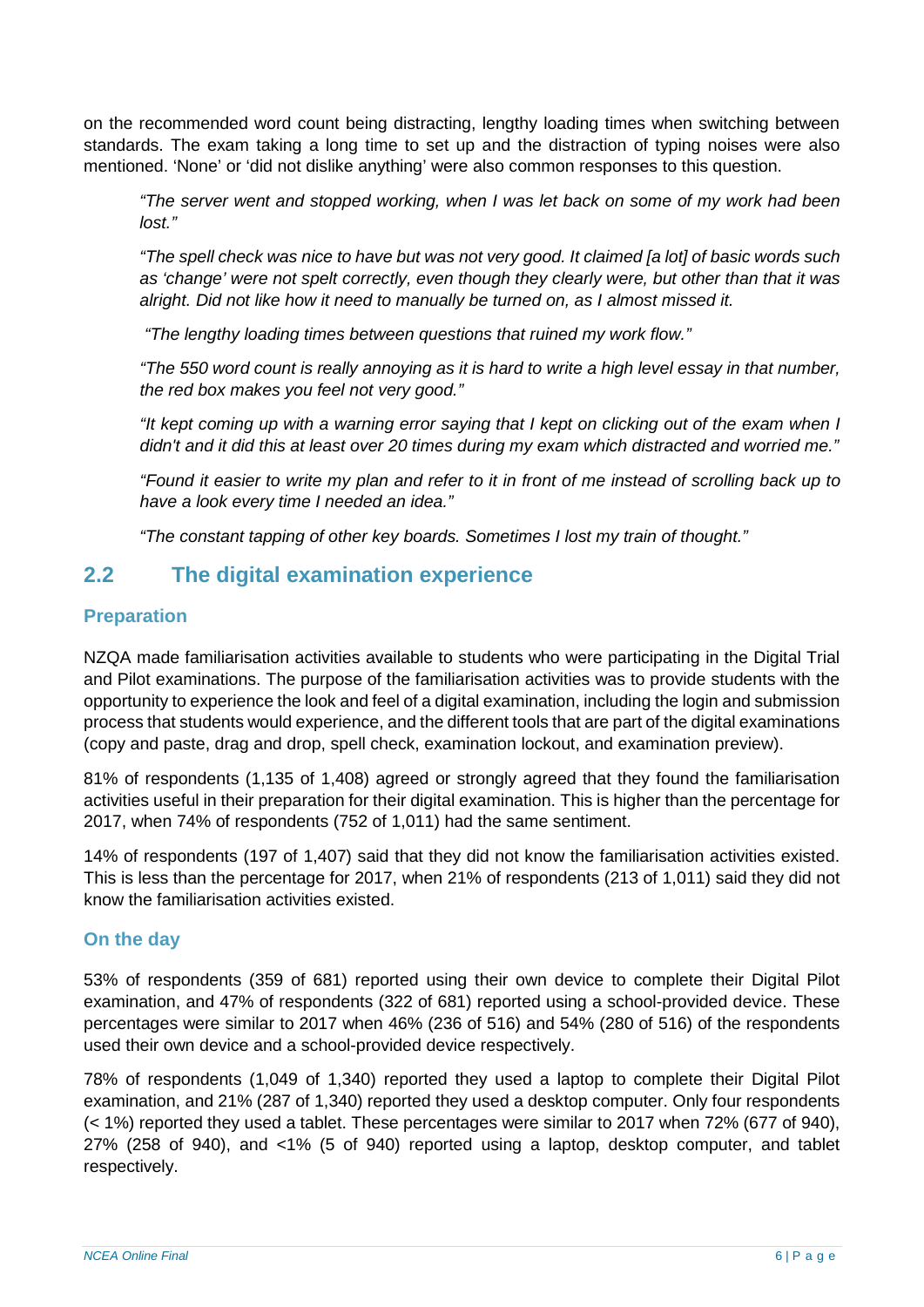on the recommended word count being distracting, lengthy loading times when switching between standards. The exam taking a long time to set up and the distraction of typing noises were also mentioned. 'None' or 'did not dislike anything' were also common responses to this question.

> *"The server went and stopped working, when I was let back on some of my work had been lost."*
>
> *"The spell check was nice to have but was not very good. It claimed [a lot] of basic words such as 'change' were not spelt correctly, even though they clearly were, but other than that it was alright. Did not like how it need to manually be turned on, as I almost missed it.*
>
> *"The lengthy loading times between questions that ruined my work flow."*
>
> *"The 550 word count is really annoying as it is hard to write a high level essay in that number, the red box makes you feel not very good."*
>
> *"It kept coming up with a warning error saying that I kept on clicking out of the exam when I didn't and it did this at least over 20 times during my exam which distracted and worried me."*
>
> *"Found it easier to write my plan and refer to it in front of me instead of scrolling back up to have a look every time I needed an idea."*
>
> *"The constant tapping of other key boards. Sometimes I lost my train of thought."*

## 2.2 The digital examination experience

### Preparation

NZQA made familiarisation activities available to students who were participating in the Digital Trial and Pilot examinations. The purpose of the familiarisation activities was to provide students with the opportunity to experience the look and feel of a digital examination, including the login and submission process that students would experience, and the different tools that are part of the digital examinations (copy and paste, drag and drop, spell check, examination lockout, and examination preview).

81% of respondents (1,135 of 1,408) agreed or strongly agreed that they found the familiarisation activities useful in their preparation for their digital examination. This is higher than the percentage for 2017, when 74% of respondents (752 of 1,011) had the same sentiment.

14% of respondents (197 of 1,407) said that they did not know the familiarisation activities existed. This is less than the percentage for 2017, when 21% of respondents (213 of 1,011) said they did not know the familiarisation activities existed.

### On the day

53% of respondents (359 of 681) reported using their own device to complete their Digital Pilot examination, and 47% of respondents (322 of 681) reported using a school-provided device. These percentages were similar to 2017 when 46% (236 of 516) and 54% (280 of 516) of the respondents used their own device and a school-provided device respectively.

78% of respondents (1,049 of 1,340) reported they used a laptop to complete their Digital Pilot examination, and 21% (287 of 1,340) reported they used a desktop computer. Only four respondents (< 1%) reported they used a tablet. These percentages were similar to 2017 when 72% (677 of 940), 27% (258 of 940), and <1% (5 of 940) reported using a laptop, desktop computer, and tablet respectively.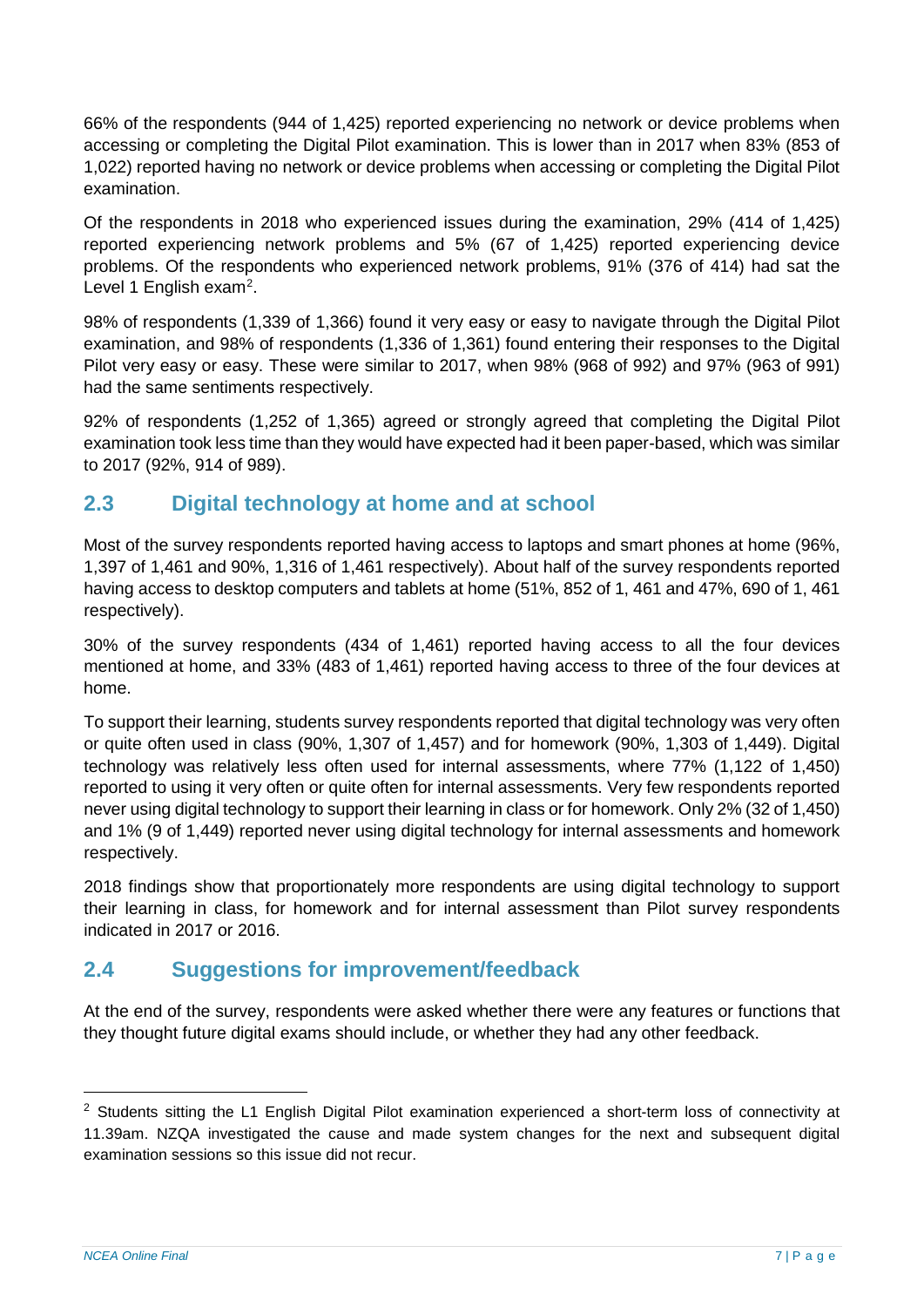66% of the respondents (944 of 1,425) reported experiencing no network or device problems when accessing or completing the Digital Pilot examination. This is lower than in 2017 when 83% (853 of 1,022) reported having no network or device problems when accessing or completing the Digital Pilot examination.

Of the respondents in 2018 who experienced issues during the examination, 29% (414 of 1,425) reported experiencing network problems and 5% (67 of 1,425) reported experiencing device problems. Of the respondents who experienced network problems, 91% (376 of 414) had sat the Level 1 English exam[2].

98% of respondents (1,339 of 1,366) found it very easy or easy to navigate through the Digital Pilot examination, and 98% of respondents (1,336 of 1,361) found entering their responses to the Digital Pilot very easy or easy. These were similar to 2017, when 98% (968 of 992) and 97% (963 of 991) had the same sentiments respectively.

92% of respondents (1,252 of 1,365) agreed or strongly agreed that completing the Digital Pilot examination took less time than they would have expected had it been paper-based, which was similar to 2017 (92%, 914 of 989).

## 2.3 Digital technology at home and at school

Most of the survey respondents reported having access to laptops and smart phones at home (96%, 1,397 of 1,461 and 90%, 1,316 of 1,461 respectively). About half of the survey respondents reported having access to desktop computers and tablets at home (51%, 852 of 1, 461 and 47%, 690 of 1, 461 respectively).

30% of the survey respondents (434 of 1,461) reported having access to all the four devices mentioned at home, and 33% (483 of 1,461) reported having access to three of the four devices at home.

To support their learning, students survey respondents reported that digital technology was very often or quite often used in class (90%, 1,307 of 1,457) and for homework (90%, 1,303 of 1,449). Digital technology was relatively less often used for internal assessments, where 77% (1,122 of 1,450) reported to using it very often or quite often for internal assessments. Very few respondents reported never using digital technology to support their learning in class or for homework. Only 2% (32 of 1,450) and 1% (9 of 1,449) reported never using digital technology for internal assessments and homework respectively.

2018 findings show that proportionately more respondents are using digital technology to support their learning in class, for homework and for internal assessment than Pilot survey respondents indicated in 2017 or 2016.

## 2.4 Suggestions for improvement/feedback

At the end of the survey, respondents were asked whether there were any features or functions that they thought future digital exams should include, or whether they had any other feedback.

---

[2] Students sitting the L1 English Digital Pilot examination experienced a short-term loss of connectivity at 11.39am. NZQA investigated the cause and made system changes for the next and subsequent digital examination sessions so this issue did not recur.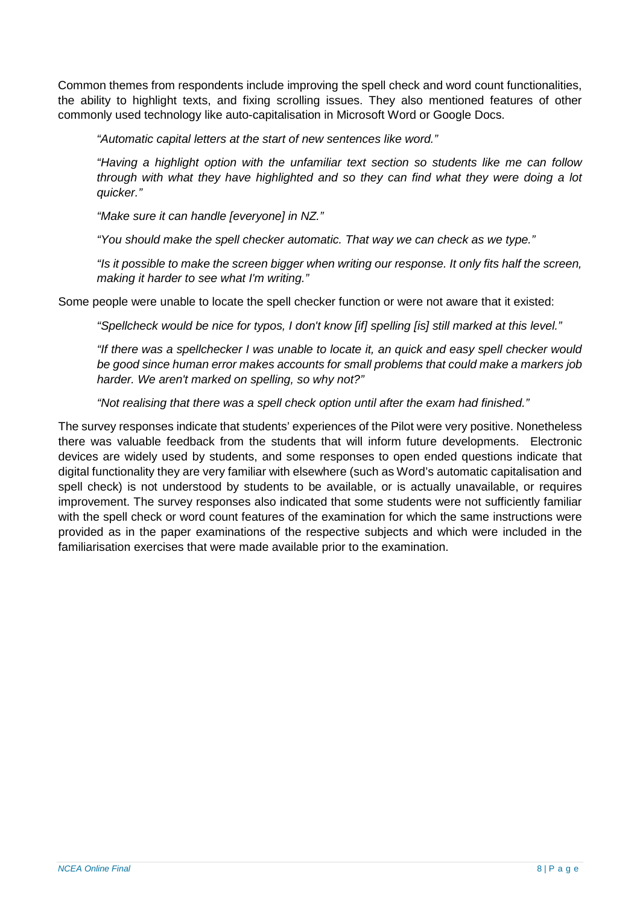Common themes from respondents include improving the spell check and word count functionalities, the ability to highlight texts, and fixing scrolling issues. They also mentioned features of other commonly used technology like auto-capitalisation in Microsoft Word or Google Docs.

> *"Automatic capital letters at the start of new sentences like word."*
>
> *"Having a highlight option with the unfamiliar text section so students like me can follow through with what they have highlighted and so they can find what they were doing a lot quicker."*
>
> *"Make sure it can handle [everyone] in NZ."*
>
> *"You should make the spell checker automatic. That way we can check as we type."*
>
> *"Is it possible to make the screen bigger when writing our response. It only fits half the screen, making it harder to see what I'm writing."*

Some people were unable to locate the spell checker function or were not aware that it existed:

> *"Spellcheck would be nice for typos, I don't know [if] spelling [is] still marked at this level."*
>
> *"If there was a spellchecker I was unable to locate it, an quick and easy spell checker would be good since human error makes accounts for small problems that could make a markers job harder. We aren't marked on spelling, so why not?"*
>
> *"Not realising that there was a spell check option until after the exam had finished."*

The survey responses indicate that students' experiences of the Pilot were very positive. Nonetheless there was valuable feedback from the students that will inform future developments. Electronic devices are widely used by students, and some responses to open ended questions indicate that digital functionality they are very familiar with elsewhere (such as Word's automatic capitalisation and spell check) is not understood by students to be available, or is actually unavailable, or requires improvement. The survey responses also indicated that some students were not sufficiently familiar with the spell check or word count features of the examination for which the same instructions were provided as in the paper examinations of the respective subjects and which were included in the familiarisation exercises that were made available prior to the examination.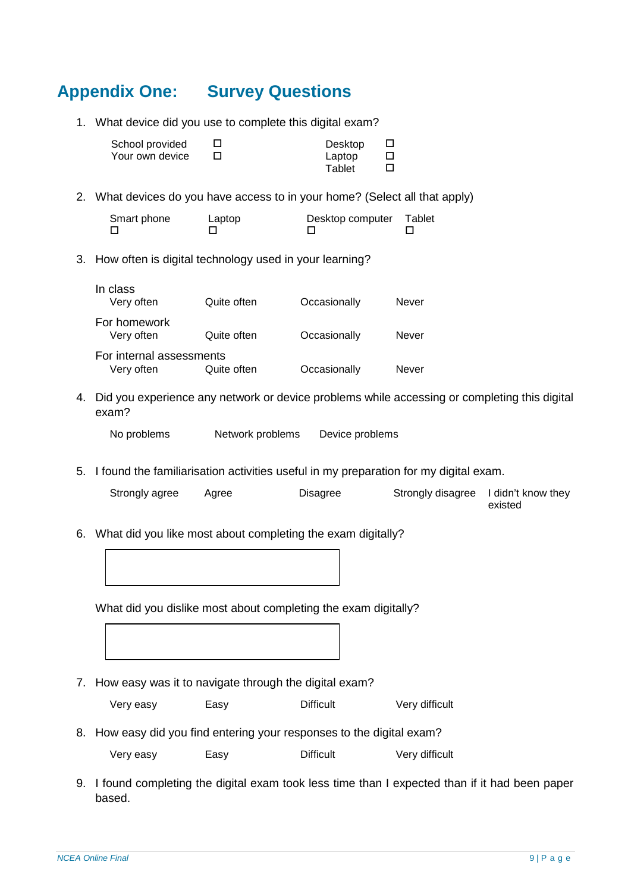## Appendix One: Survey Questions

1. What device did you use to complete this digital exam?

   School provided ☐ Your own device ☐

   Desktop ☐ Laptop ☐ Tablet ☐

2. What devices do you have access to in your home? (Select all that apply)

   Smart phone ☐ Laptop ☐ Desktop computer ☐ Tablet ☐

3. How often is digital technology used in your learning?

   In class
   Very often Quite often Occasionally Never

   For homework
   Very often Quite often Occasionally Never

   For internal assessments
   Very often Quite often Occasionally Never

4. Did you experience any network or device problems while accessing or completing this digital exam?

   No problems Network problems Device problems

5. I found the familiarisation activities useful in my preparation for my digital exam.

   Strongly agree Agree Disagree Strongly disagree I didn't know they existed

6. What did you like most about completing the exam digitally?

   [ ]

   What did you dislike most about completing the exam digitally?

   [ ]

7. How easy was it to navigate through the digital exam?

   Very easy Easy Difficult Very difficult

8. How easy did you find entering your responses to the digital exam?

   Very easy Easy Difficult Very difficult

9. I found completing the digital exam took less time than I expected than if it had been paper based.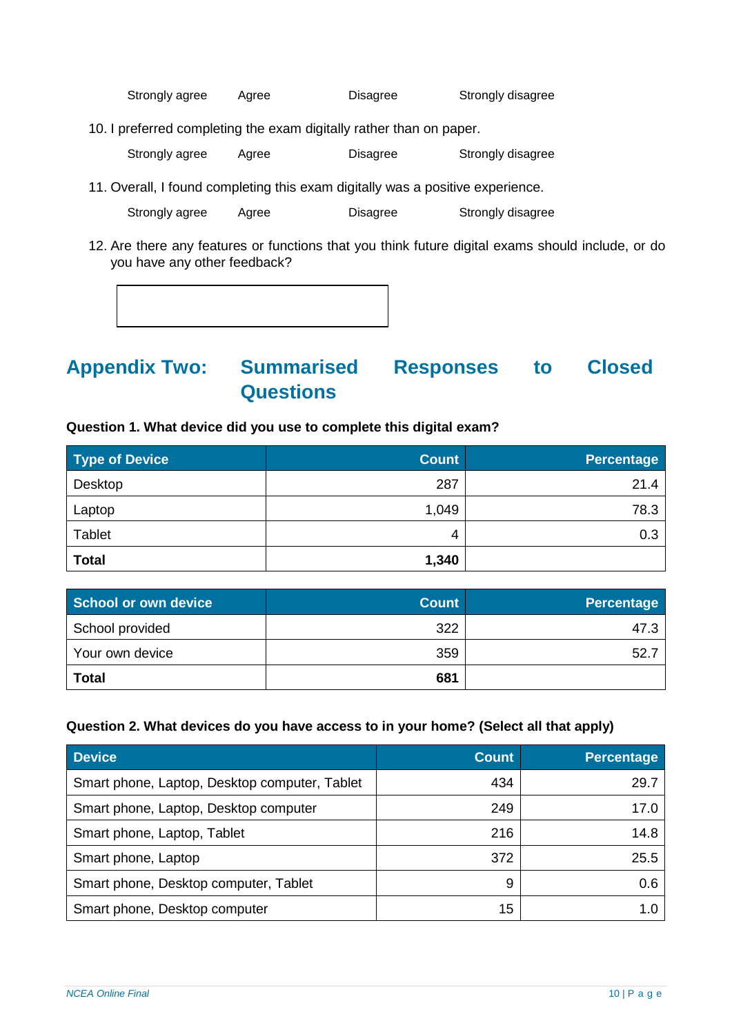Strongly agree Agree Disagree Strongly disagree

10. I preferred completing the exam digitally rather than on paper.

Strongly agree Agree Disagree Strongly disagree

11. Overall, I found completing this exam digitally was a positive experience.

Strongly agree Agree Disagree Strongly disagree

12. Are there any features or functions that you think future digital exams should include, or do you have any other feedback?

## Appendix Two: Summarised Responses to Closed Questions

**Question 1. What device did you use to complete this digital exam?**

| Type of Device | Count | Percentage |
|---|---:|---:|
| Desktop | 287 | 21.4 |
| Laptop | 1,049 | 78.3 |
| Tablet | 4 | 0.3 |
| **Total** | **1,340** | |

| School or own device | Count | Percentage |
|---|---:|---:|
| School provided | 322 | 47.3 |
| Your own device | 359 | 52.7 |
| **Total** | **681** | |

**Question 2. What devices do you have access to in your home? (Select all that apply)**

| Device | Count | Percentage |
|---|---:|---:|
| Smart phone, Laptop, Desktop computer, Tablet | 434 | 29.7 |
| Smart phone, Laptop, Desktop computer | 249 | 17.0 |
| Smart phone, Laptop, Tablet | 216 | 14.8 |
| Smart phone, Laptop | 372 | 25.5 |
| Smart phone, Desktop computer, Tablet | 9 | 0.6 |
| Smart phone, Desktop computer | 15 | 1.0 |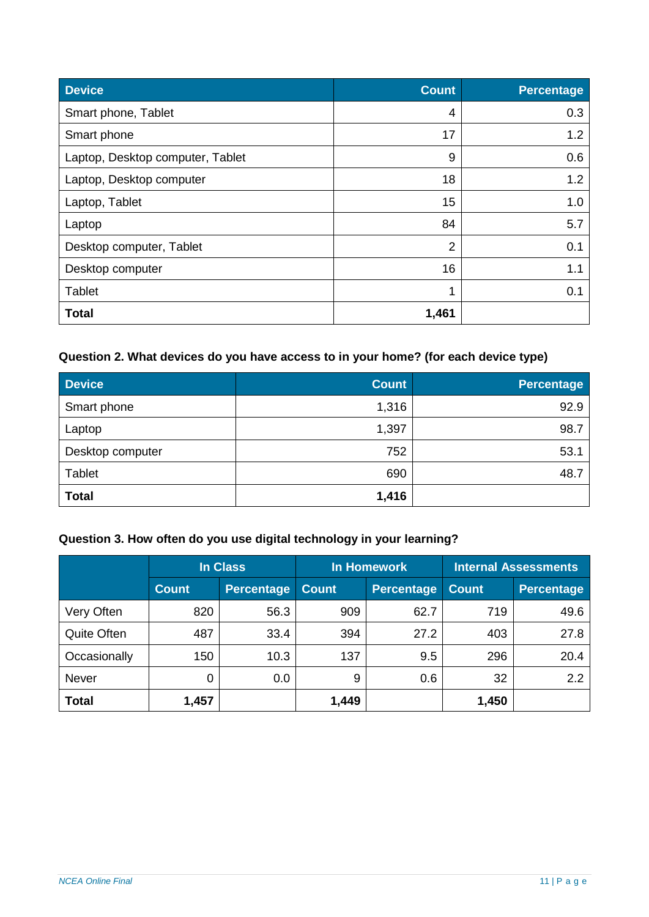| Device | Count | Percentage |
|---|---|---|
| Smart phone, Tablet | 4 | 0.3 |
| Smart phone | 17 | 1.2 |
| Laptop, Desktop computer, Tablet | 9 | 0.6 |
| Laptop, Desktop computer | 18 | 1.2 |
| Laptop, Tablet | 15 | 1.0 |
| Laptop | 84 | 5.7 |
| Desktop computer, Tablet | 2 | 0.1 |
| Desktop computer | 16 | 1.1 |
| Tablet | 1 | 0.1 |
| **Total** | **1,461** | |

**Question 2. What devices do you have access to in your home? (for each device type)**

| Device | Count | Percentage |
|---|---|---|
| Smart phone | 1,316 | 92.9 |
| Laptop | 1,397 | 98.7 |
| Desktop computer | 752 | 53.1 |
| Tablet | 690 | 48.7 |
| **Total** | **1,416** | |

**Question 3. How often do you use digital technology in your learning?**

| | In Class | | In Homework | | Internal Assessments | |
|---|---|---|---|---|---|---|
| | Count | Percentage | Count | Percentage | Count | Percentage |
| Very Often | 820 | 56.3 | 909 | 62.7 | 719 | 49.6 |
| Quite Often | 487 | 33.4 | 394 | 27.2 | 403 | 27.8 |
| Occasionally | 150 | 10.3 | 137 | 9.5 | 296 | 20.4 |
| Never | 0 | 0.0 | 9 | 0.6 | 32 | 2.2 |
| **Total** | **1,457** | | **1,449** | | **1,450** | |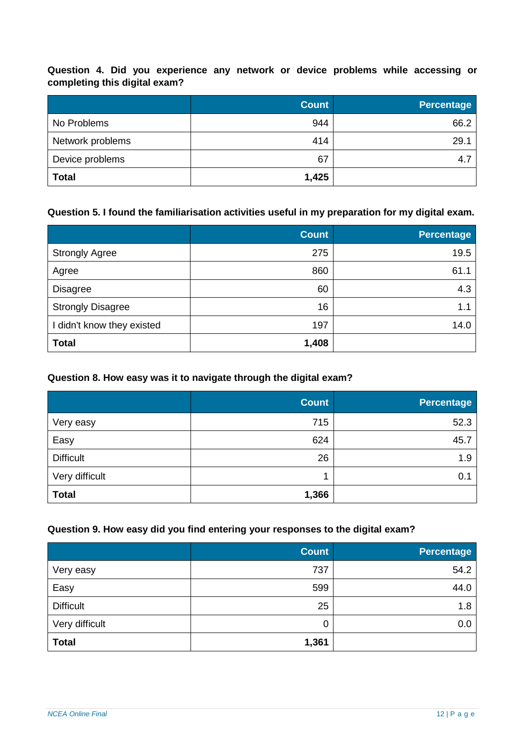**Question 4. Did you experience any network or device problems while accessing or completing this digital exam?**

| | Count | Percentage |
|---|---:|---:|
| No Problems | 944 | 66.2 |
| Network problems | 414 | 29.1 |
| Device problems | 67 | 4.7 |
| **Total** | **1,425** | |

**Question 5. I found the familiarisation activities useful in my preparation for my digital exam.**

| | Count | Percentage |
|---|---:|---:|
| Strongly Agree | 275 | 19.5 |
| Agree | 860 | 61.1 |
| Disagree | 60 | 4.3 |
| Strongly Disagree | 16 | 1.1 |
| I didn't know they existed | 197 | 14.0 |
| **Total** | **1,408** | |

**Question 8. How easy was it to navigate through the digital exam?**

| | Count | Percentage |
|---|---:|---:|
| Very easy | 715 | 52.3 |
| Easy | 624 | 45.7 |
| Difficult | 26 | 1.9 |
| Very difficult | 1 | 0.1 |
| **Total** | **1,366** | |

**Question 9. How easy did you find entering your responses to the digital exam?**

| | Count | Percentage |
|---|---:|---:|
| Very easy | 737 | 54.2 |
| Easy | 599 | 44.0 |
| Difficult | 25 | 1.8 |
| Very difficult | 0 | 0.0 |
| **Total** | **1,361** | |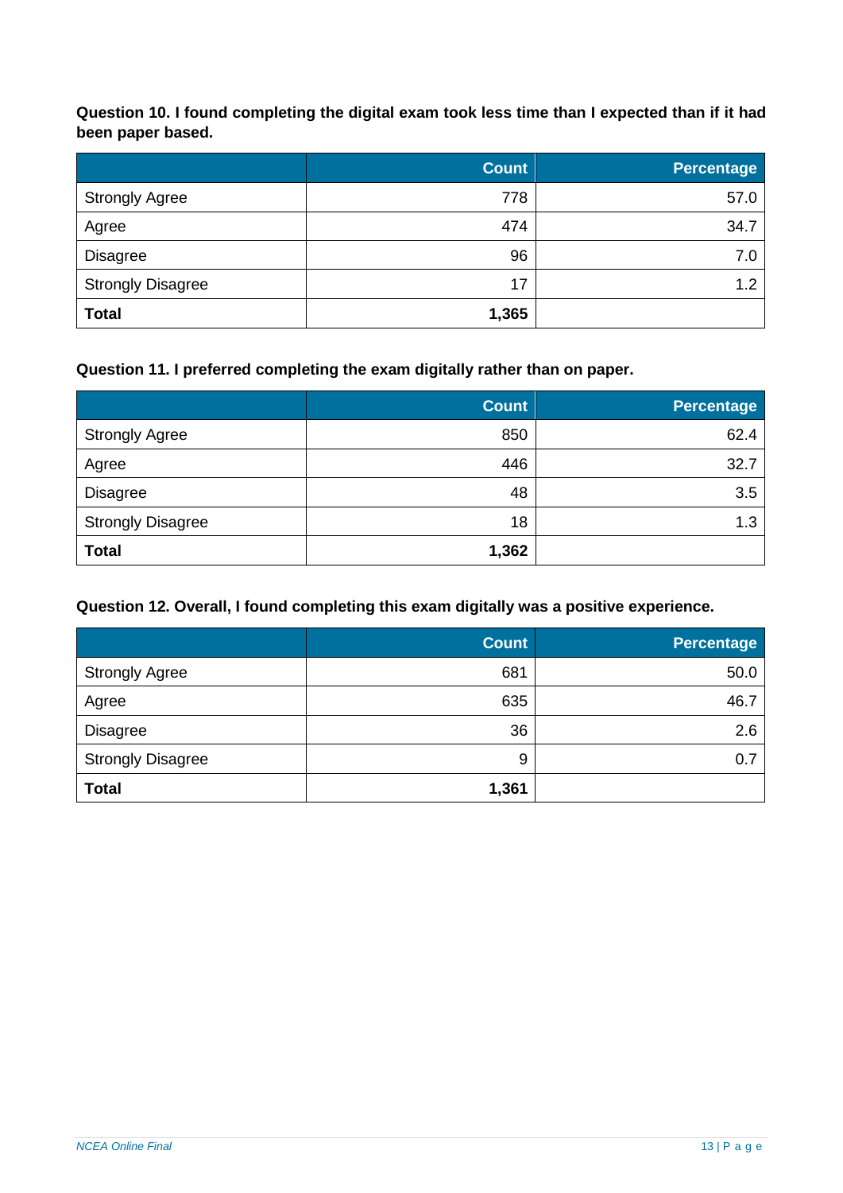**Question 10. I found completing the digital exam took less time than I expected than if it had been paper based.**

| | Count | Percentage |
|---|---:|---:|
| Strongly Agree | 778 | 57.0 |
| Agree | 474 | 34.7 |
| Disagree | 96 | 7.0 |
| Strongly Disagree | 17 | 1.2 |
| **Total** | **1,365** | |

**Question 11. I preferred completing the exam digitally rather than on paper.**

| | Count | Percentage |
|---|---:|---:|
| Strongly Agree | 850 | 62.4 |
| Agree | 446 | 32.7 |
| Disagree | 48 | 3.5 |
| Strongly Disagree | 18 | 1.3 |
| **Total** | **1,362** | |

**Question 12. Overall, I found completing this exam digitally was a positive experience.**

| | Count | Percentage |
|---|---:|---:|
| Strongly Agree | 681 | 50.0 |
| Agree | 635 | 46.7 |
| Disagree | 36 | 2.6 |
| Strongly Disagree | 9 | 0.7 |
| **Total** | **1,361** | |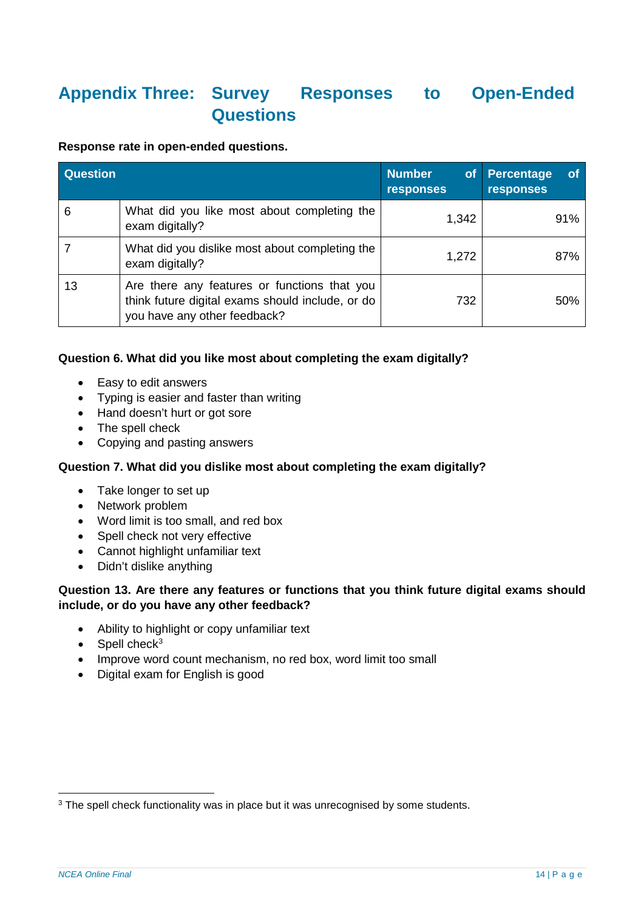# Appendix Three: Survey Responses to Open-Ended Questions

**Response rate in open-ended questions.**

| Question | | Number of responses | Percentage of responses |
|---|---|---|---|
| 6 | What did you like most about completing the exam digitally? | 1,342 | 91% |
| 7 | What did you dislike most about completing the exam digitally? | 1,272 | 87% |
| 13 | Are there any features or functions that you think future digital exams should include, or do you have any other feedback? | 732 | 50% |

**Question 6. What did you like most about completing the exam digitally?**

- Easy to edit answers
- Typing is easier and faster than writing
- Hand doesn't hurt or got sore
- The spell check
- Copying and pasting answers

**Question 7. What did you dislike most about completing the exam digitally?**

- Take longer to set up
- Network problem
- Word limit is too small, and red box
- Spell check not very effective
- Cannot highlight unfamiliar text
- Didn't dislike anything

**Question 13. Are there any features or functions that you think future digital exams should include, or do you have any other feedback?**

- Ability to highlight or copy unfamiliar text
- Spell check[3]
- Improve word count mechanism, no red box, word limit too small
- Digital exam for English is good

[3] The spell check functionality was in place but it was unrecognised by some students.